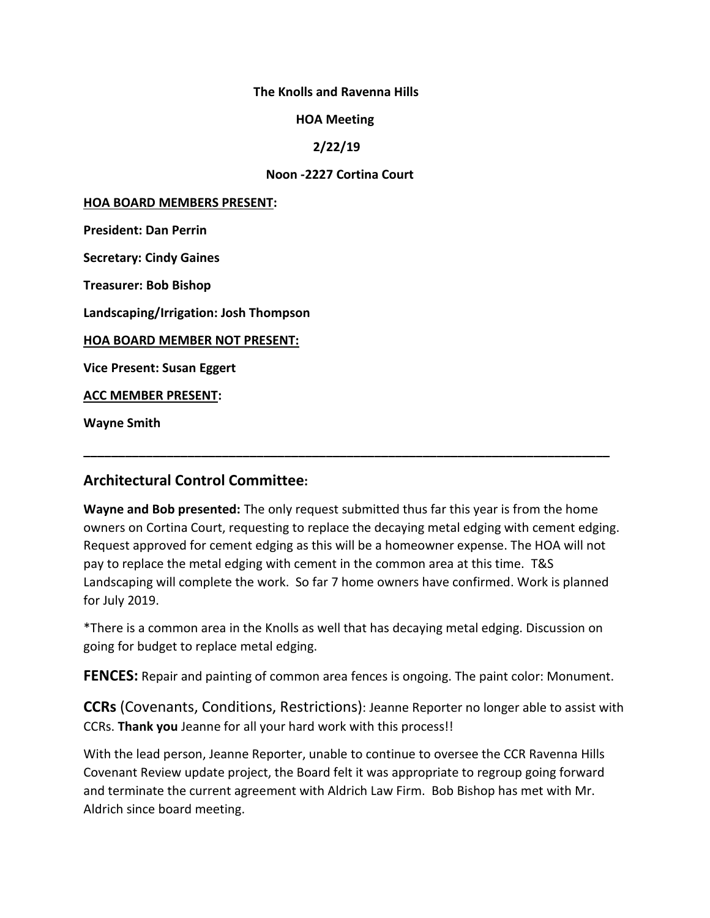**The Knolls and Ravenna Hills**

**HOA Meeting**

**2/22/19**

**Noon -2227 Cortina Court**

**<u>HOA BOARD MEMBERS PRESENT</u>:**

**President: Dan Perrin**

**Secretary: Cindy Gaines**

**Treasurer: Bob Bishop**

**Landscaping/Irrigation: Josh Thompson**

**<u>HOA BOARD MEMBER NOT PRESENT:</u>**

**Vice Present: Susan Eggert**

**<u>ACC MEMBER PRESENT</u>:**

**Wayne Smith**

---

## Architectural Control Committee:

**Wayne and Bob presented:** The only request submitted thus far this year is from the home owners on Cortina Court, requesting to replace the decaying metal edging with cement edging. Request approved for cement edging as this will be a homeowner expense. The HOA will not pay to replace the metal edging with cement in the common area at this time. T&S Landscaping will complete the work. So far 7 home owners have confirmed. Work is planned for July 2019.

*There is a common area in the Knolls as well that has decaying metal edging. Discussion on going for budget to replace metal edging.

**FENCES:** Repair and painting of common area fences is ongoing. The paint color: Monument.

**CCRs** (Covenants, Conditions, Restrictions): Jeanne Reporter no longer able to assist with CCRs. **Thank you** Jeanne for all your hard work with this process!!

With the lead person, Jeanne Reporter, unable to continue to oversee the CCR Ravenna Hills Covenant Review update project, the Board felt it was appropriate to regroup going forward and terminate the current agreement with Aldrich Law Firm. Bob Bishop has met with Mr. Aldrich since board meeting.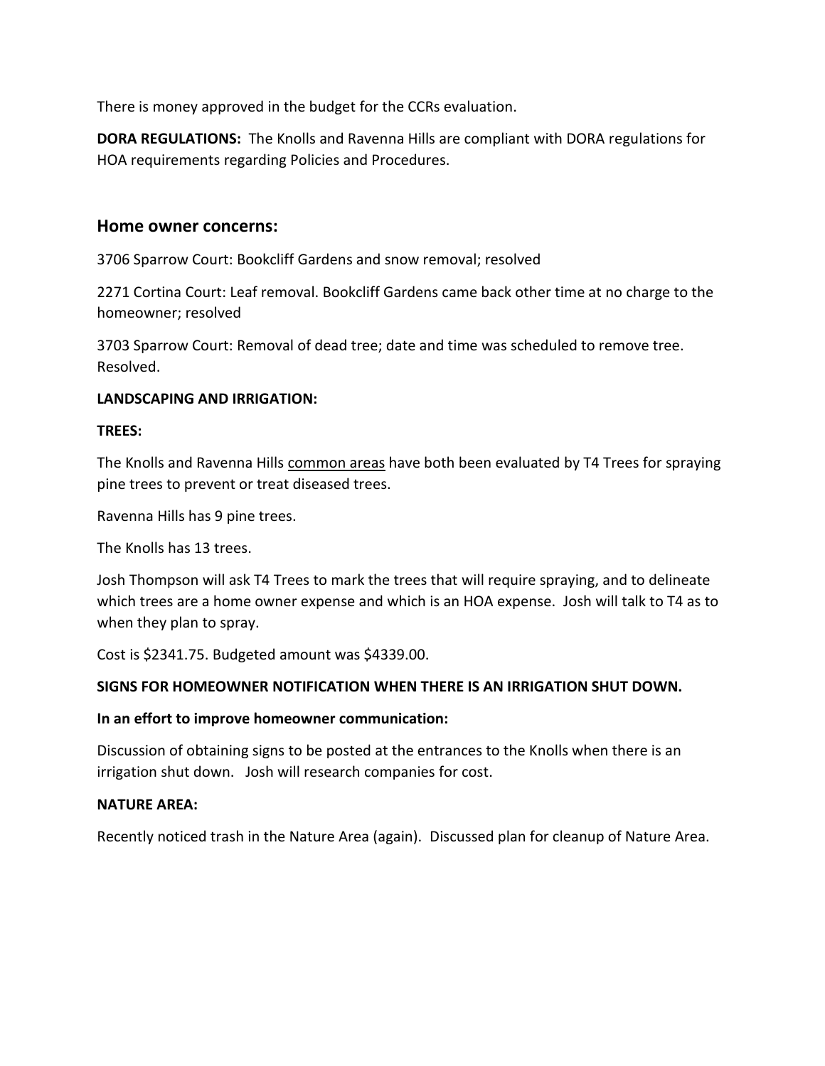There is money approved in the budget for the CCRs evaluation.

**DORA REGULATIONS:** The Knolls and Ravenna Hills are compliant with DORA regulations for HOA requirements regarding Policies and Procedures.

## Home owner concerns:

3706 Sparrow Court: Bookcliff Gardens and snow removal; resolved

2271 Cortina Court: Leaf removal. Bookcliff Gardens came back other time at no charge to the homeowner; resolved

3703 Sparrow Court: Removal of dead tree; date and time was scheduled to remove tree. Resolved.

**LANDSCAPING AND IRRIGATION:**

**TREES:**

The Knolls and Ravenna Hills <u>common areas</u> have both been evaluated by T4 Trees for spraying pine trees to prevent or treat diseased trees.

Ravenna Hills has 9 pine trees.

The Knolls has 13 trees.

Josh Thompson will ask T4 Trees to mark the trees that will require spraying, and to delineate which trees are a home owner expense and which is an HOA expense. Josh will talk to T4 as to when they plan to spray.

Cost is $2341.75. Budgeted amount was $4339.00.

**SIGNS FOR HOMEOWNER NOTIFICATION WHEN THERE IS AN IRRIGATION SHUT DOWN.**

**In an effort to improve homeowner communication:**

Discussion of obtaining signs to be posted at the entrances to the Knolls when there is an irrigation shut down. Josh will research companies for cost.

**NATURE AREA:**

Recently noticed trash in the Nature Area (again). Discussed plan for cleanup of Nature Area.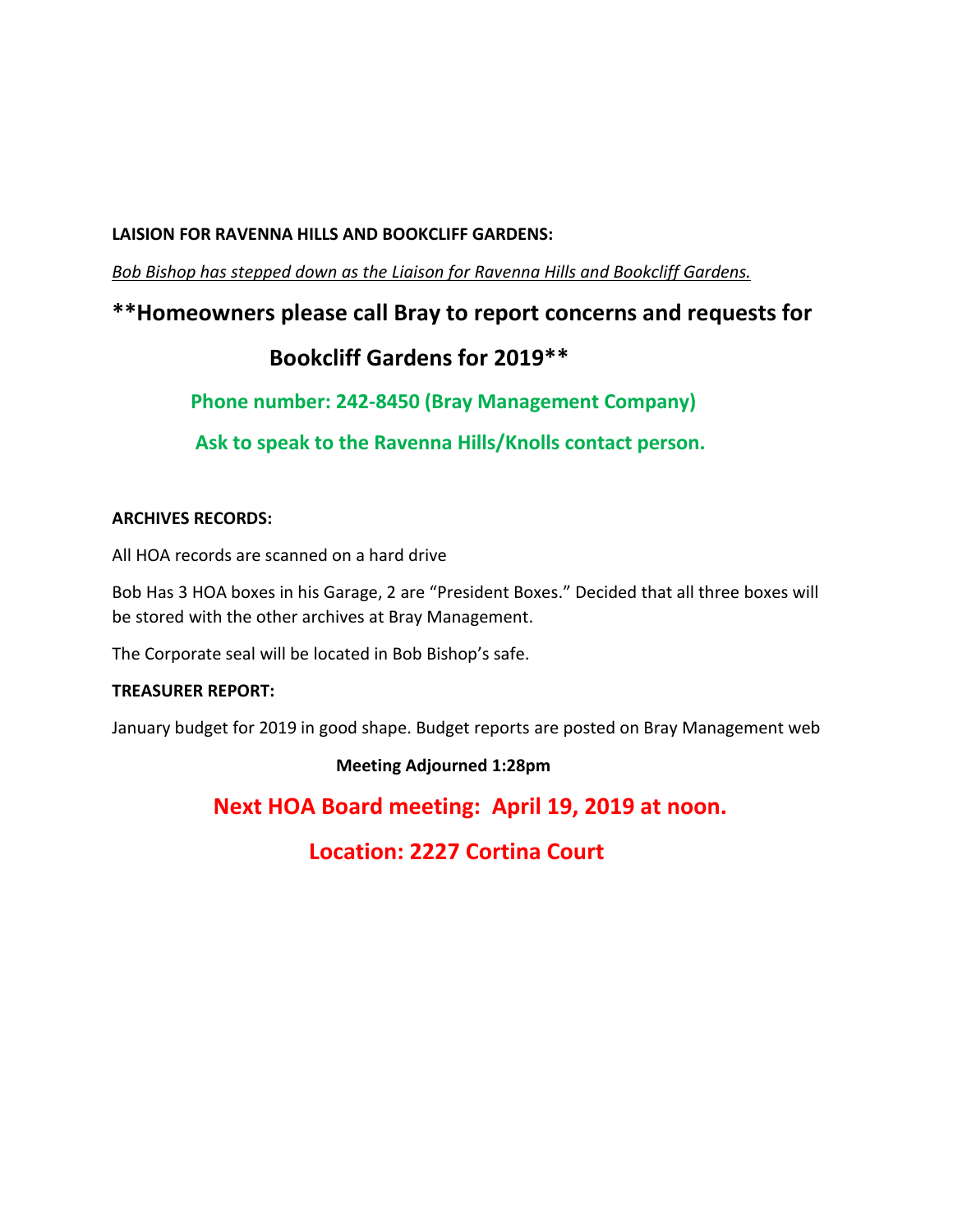**LAISION FOR RAVENNA HILLS AND BOOKCLIFF GARDENS:**

*Bob Bishop has stepped down as the Liaison for Ravenna Hills and Bookcliff Gardens.*

**\*\*Homeowners please call Bray to report concerns and requests for Bookcliff Gardens for 2019\*\***

**Phone number: 242-8450 (Bray Management Company)**

**Ask to speak to the Ravenna Hills/Knolls contact person.**

**ARCHIVES RECORDS:**

All HOA records are scanned on a hard drive

Bob Has 3 HOA boxes in his Garage, 2 are "President Boxes." Decided that all three boxes will be stored with the other archives at Bray Management.

The Corporate seal will be located in Bob Bishop's safe.

**TREASURER REPORT:**

January budget for 2019 in good shape. Budget reports are posted on Bray Management web

**Meeting Adjourned 1:28pm**

**Next HOA Board meeting: April 19, 2019 at noon.**

**Location: 2227 Cortina Court**